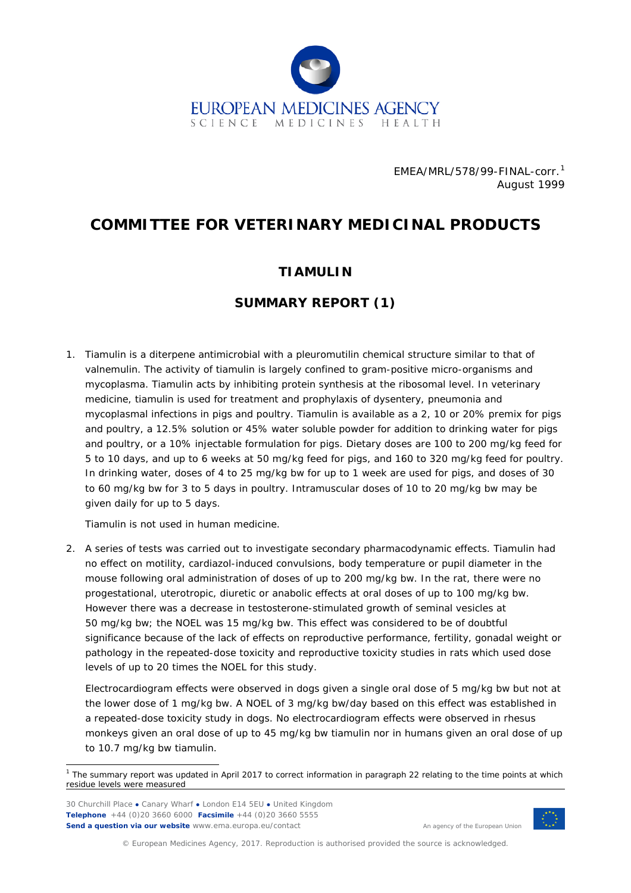EMEA/MRL/578/99-FINAL-corr.[1]
August 1999

# COMMITTEE FOR VETERINARY MEDICINAL PRODUCTS

## TIAMULIN

## SUMMARY REPORT (1)

1. Tiamulin is a diterpene antimicrobial with a pleuromutilin chemical structure similar to that of valnemulin. The activity of tiamulin is largely confined to gram-positive micro-organisms and mycoplasma. Tiamulin acts by inhibiting protein synthesis at the ribosomal level. In veterinary medicine, tiamulin is used for treatment and prophylaxis of dysentery, pneumonia and mycoplasmal infections in pigs and poultry. Tiamulin is available as a 2, 10 or 20% premix for pigs and poultry, a 12.5% solution or 45% water soluble powder for addition to drinking water for pigs and poultry, or a 10% injectable formulation for pigs. Dietary doses are 100 to 200 mg/kg feed for 5 to 10 days, and up to 6 weeks at 50 mg/kg feed for pigs, and 160 to 320 mg/kg feed for poultry. In drinking water, doses of 4 to 25 mg/kg bw for up to 1 week are used for pigs, and doses of 30 to 60 mg/kg bw for 3 to 5 days in poultry. Intramuscular doses of 10 to 20 mg/kg bw may be given daily for up to 5 days.

   Tiamulin is not used in human medicine.

2. A series of tests was carried out to investigate secondary pharmacodynamic effects. Tiamulin had no effect on motility, cardiazol-induced convulsions, body temperature or pupil diameter in the mouse following oral administration of doses of up to 200 mg/kg bw. In the rat, there were no progestational, uterotropic, diuretic or anabolic effects at oral doses of up to 100 mg/kg bw. However there was a decrease in testosterone-stimulated growth of seminal vesicles at 50 mg/kg bw; the NOEL was 15 mg/kg bw. This effect was considered to be of doubtful significance because of the lack of effects on reproductive performance, fertility, gonadal weight or pathology in the repeated-dose toxicity and reproductive toxicity studies in rats which used dose levels of up to 20 times the NOEL for this study.

   Electrocardiogram effects were observed in dogs given a single oral dose of 5 mg/kg bw but not at the lower dose of 1 mg/kg bw. A NOEL of 3 mg/kg bw/day based on this effect was established in a repeated-dose toxicity study in dogs. No electrocardiogram effects were observed in rhesus monkeys given an oral dose of up to 45 mg/kg bw tiamulin nor in humans given an oral dose of up to 10.7 mg/kg bw tiamulin.

[1] The summary report was updated in April 2017 to correct information in paragraph 22 relating to the time points at which residue levels were measured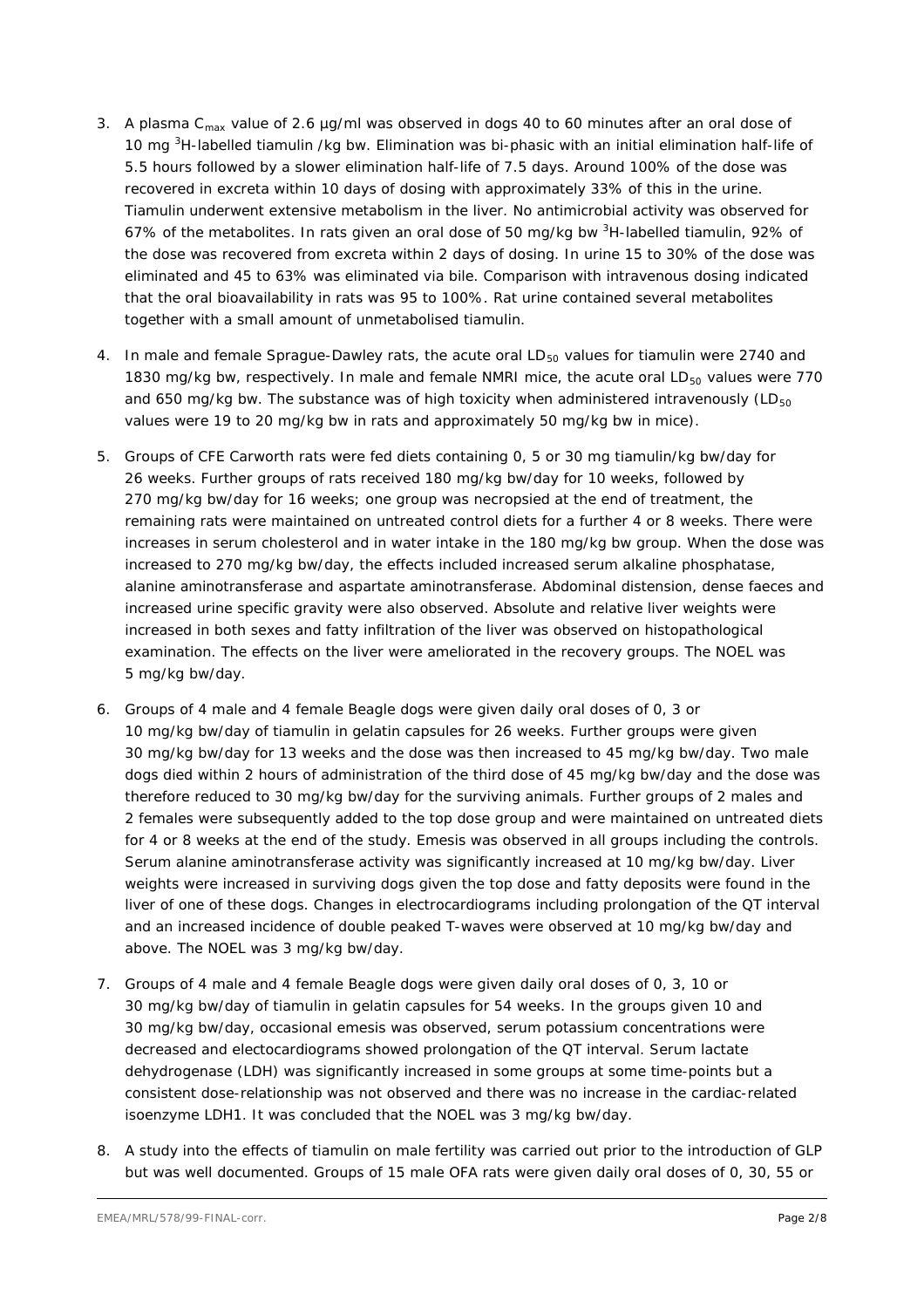3. A plasma $C_{max}$ value of 2.6 µg/ml was observed in dogs 40 to 60 minutes after an oral dose of 10 mg $^{3}$H-labelled tiamulin /kg bw. Elimination was bi-phasic with an initial elimination half-life of 5.5 hours followed by a slower elimination half-life of 7.5 days. Around 100% of the dose was recovered in excreta within 10 days of dosing with approximately 33% of this in the urine. Tiamulin underwent extensive metabolism in the liver. No antimicrobial activity was observed for 67% of the metabolites. In rats given an oral dose of 50 mg/kg bw $^{3}$H-labelled tiamulin, 92% of the dose was recovered from excreta within 2 days of dosing. In urine 15 to 30% of the dose was eliminated and 45 to 63% was eliminated via bile. Comparison with intravenous dosing indicated that the oral bioavailability in rats was 95 to 100%. Rat urine contained several metabolites together with a small amount of unmetabolised tiamulin.

4. In male and female Sprague-Dawley rats, the acute oral $LD_{50}$ values for tiamulin were 2740 and 1830 mg/kg bw, respectively. In male and female NMRI mice, the acute oral $LD_{50}$ values were 770 and 650 mg/kg bw. The substance was of high toxicity when administered intravenously ($LD_{50}$ values were 19 to 20 mg/kg bw in rats and approximately 50 mg/kg bw in mice).

5. Groups of CFE Carworth rats were fed diets containing 0, 5 or 30 mg tiamulin/kg bw/day for 26 weeks. Further groups of rats received 180 mg/kg bw/day for 10 weeks, followed by 270 mg/kg bw/day for 16 weeks; one group was necropsied at the end of treatment, the remaining rats were maintained on untreated control diets for a further 4 or 8 weeks. There were increases in serum cholesterol and in water intake in the 180 mg/kg bw group. When the dose was increased to 270 mg/kg bw/day, the effects included increased serum alkaline phosphatase, alanine aminotransferase and aspartate aminotransferase. Abdominal distension, dense faeces and increased urine specific gravity were also observed. Absolute and relative liver weights were increased in both sexes and fatty infiltration of the liver was observed on histopathological examination. The effects on the liver were ameliorated in the recovery groups. The NOEL was 5 mg/kg bw/day.

6. Groups of 4 male and 4 female Beagle dogs were given daily oral doses of 0, 3 or 10 mg/kg bw/day of tiamulin in gelatin capsules for 26 weeks. Further groups were given 30 mg/kg bw/day for 13 weeks and the dose was then increased to 45 mg/kg bw/day. Two male dogs died within 2 hours of administration of the third dose of 45 mg/kg bw/day and the dose was therefore reduced to 30 mg/kg bw/day for the surviving animals. Further groups of 2 males and 2 females were subsequently added to the top dose group and were maintained on untreated diets for 4 or 8 weeks at the end of the study. Emesis was observed in all groups including the controls. Serum alanine aminotransferase activity was significantly increased at 10 mg/kg bw/day. Liver weights were increased in surviving dogs given the top dose and fatty deposits were found in the liver of one of these dogs. Changes in electrocardiograms including prolongation of the QT interval and an increased incidence of double peaked T-waves were observed at 10 mg/kg bw/day and above. The NOEL was 3 mg/kg bw/day.

7. Groups of 4 male and 4 female Beagle dogs were given daily oral doses of 0, 3, 10 or 30 mg/kg bw/day of tiamulin in gelatin capsules for 54 weeks. In the groups given 10 and 30 mg/kg bw/day, occasional emesis was observed, serum potassium concentrations were decreased and electocardiograms showed prolongation of the QT interval. Serum lactate dehydrogenase (LDH) was significantly increased in some groups at some time-points but a consistent dose-relationship was not observed and there was no increase in the cardiac-related isoenzyme LDH1. It was concluded that the NOEL was 3 mg/kg bw/day.

8. A study into the effects of tiamulin on male fertility was carried out prior to the introduction of GLP but was well documented. Groups of 15 male OFA rats were given daily oral doses of 0, 30, 55 or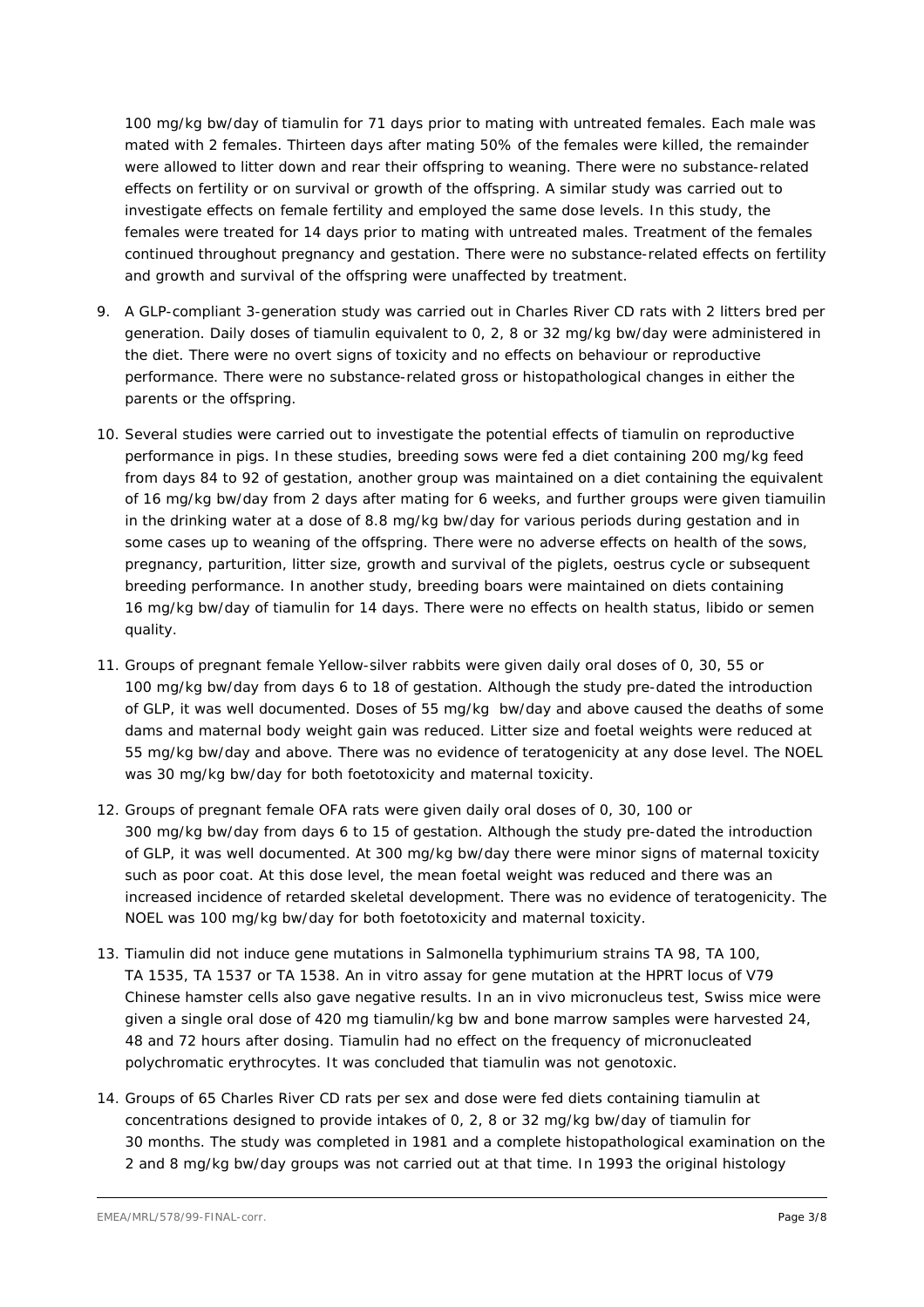100 mg/kg bw/day of tiamulin for 71 days prior to mating with untreated females. Each male was mated with 2 females. Thirteen days after mating 50% of the females were killed, the remainder were allowed to litter down and rear their offspring to weaning. There were no substance-related effects on fertility or on survival or growth of the offspring. A similar study was carried out to investigate effects on female fertility and employed the same dose levels. In this study, the females were treated for 14 days prior to mating with untreated males. Treatment of the females continued throughout pregnancy and gestation. There were no substance-related effects on fertility and growth and survival of the offspring were unaffected by treatment.

9. A GLP-compliant 3-generation study was carried out in Charles River CD rats with 2 litters bred per generation. Daily doses of tiamulin equivalent to 0, 2, 8 or 32 mg/kg bw/day were administered in the diet. There were no overt signs of toxicity and no effects on behaviour or reproductive performance. There were no substance-related gross or histopathological changes in either the parents or the offspring.

10. Several studies were carried out to investigate the potential effects of tiamulin on reproductive performance in pigs. In these studies, breeding sows were fed a diet containing 200 mg/kg feed from days 84 to 92 of gestation, another group was maintained on a diet containing the equivalent of 16 mg/kg bw/day from 2 days after mating for 6 weeks, and further groups were given tiamuilin in the drinking water at a dose of 8.8 mg/kg bw/day for various periods during gestation and in some cases up to weaning of the offspring. There were no adverse effects on health of the sows, pregnancy, parturition, litter size, growth and survival of the piglets, oestrus cycle or subsequent breeding performance. In another study, breeding boars were maintained on diets containing 16 mg/kg bw/day of tiamulin for 14 days. There were no effects on health status, libido or semen quality.

11. Groups of pregnant female Yellow-silver rabbits were given daily oral doses of 0, 30, 55 or 100 mg/kg bw/day from days 6 to 18 of gestation. Although the study pre-dated the introduction of GLP, it was well documented. Doses of 55 mg/kg bw/day and above caused the deaths of some dams and maternal body weight gain was reduced. Litter size and foetal weights were reduced at 55 mg/kg bw/day and above. There was no evidence of teratogenicity at any dose level. The NOEL was 30 mg/kg bw/day for both foetotoxicity and maternal toxicity.

12. Groups of pregnant female OFA rats were given daily oral doses of 0, 30, 100 or 300 mg/kg bw/day from days 6 to 15 of gestation. Although the study pre-dated the introduction of GLP, it was well documented. At 300 mg/kg bw/day there were minor signs of maternal toxicity such as poor coat. At this dose level, the mean foetal weight was reduced and there was an increased incidence of retarded skeletal development. There was no evidence of teratogenicity. The NOEL was 100 mg/kg bw/day for both foetotoxicity and maternal toxicity.

13. Tiamulin did not induce gene mutations in *Salmonella typhimurium* strains TA 98, TA 100, TA 1535, TA 1537 or TA 1538. An *in vitro* assay for gene mutation at the HPRT locus of V79 Chinese hamster cells also gave negative results. In an *in vivo* micronucleus test, Swiss mice were given a single oral dose of 420 mg tiamulin/kg bw and bone marrow samples were harvested 24, 48 and 72 hours after dosing. Tiamulin had no effect on the frequency of micronucleated polychromatic erythrocytes. It was concluded that tiamulin was not genotoxic.

14. Groups of 65 Charles River CD rats per sex and dose were fed diets containing tiamulin at concentrations designed to provide intakes of 0, 2, 8 or 32 mg/kg bw/day of tiamulin for 30 months. The study was completed in 1981 and a complete histopathological examination on the 2 and 8 mg/kg bw/day groups was not carried out at that time. In 1993 the original histology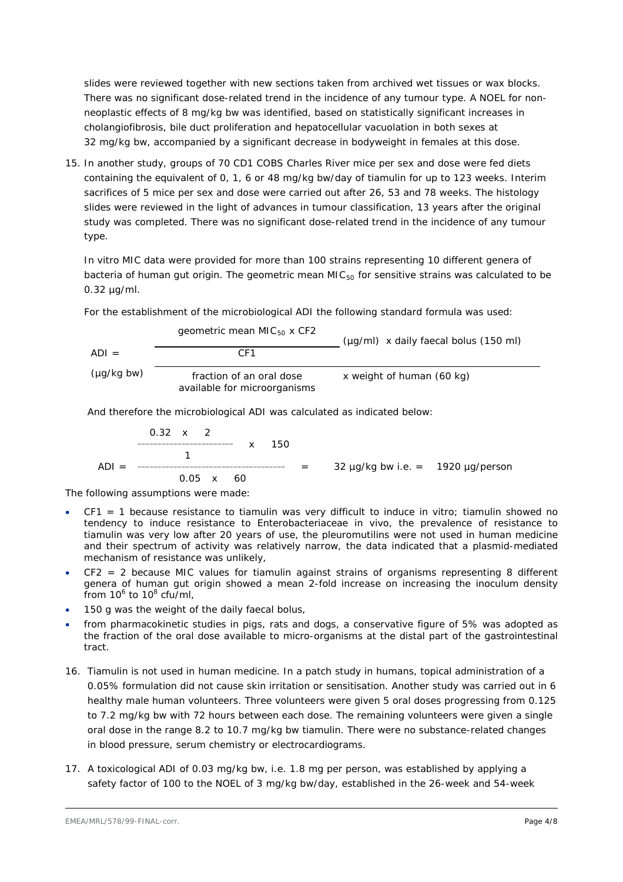slides were reviewed together with new sections taken from archived wet tissues or wax blocks. There was no significant dose-related trend in the incidence of any tumour type. A NOEL for non-neoplastic effects of 8 mg/kg bw was identified, based on statistically significant increases in cholangiofibrosis, bile duct proliferation and hepatocellular vacuolation in both sexes at 32 mg/kg bw, accompanied by a significant decrease in bodyweight in females at this dose.

15. In another study, groups of 70 CD1 COBS Charles River mice per sex and dose were fed diets containing the equivalent of 0, 1, 6 or 48 mg/kg bw/day of tiamulin for up to 123 weeks. Interim sacrifices of 5 mice per sex and dose were carried out after 26, 53 and 78 weeks. The histology slides were reviewed in the light of advances in tumour classification, 13 years after the original study was completed. There was no significant dose-related trend in the incidence of any tumour type.

    In vitro MIC data were provided for more than 100 strains representing 10 different genera of bacteria of human gut origin. The geometric mean $MIC_{50}$ for sensitive strains was calculated to be 0.32 µg/ml.

    For the establishment of the microbiological ADI the following standard formula was used:

$$\text{ADI } (\mu g/kg \text{ bw}) = \frac{\dfrac{\text{geometric mean } MIC_{50} \times CF2}{CF1} (\mu g/ml) \times \text{daily faecal bolus (150 ml)}}{\text{fraction of an oral dose available for microorganisms} \times \text{weight of human (60 kg)}}$$

    And therefore the microbiological ADI was calculated as indicated below:

$$\text{ADI} = \frac{\dfrac{0.32 \times 2}{1} \times 150}{0.05 \times 60} = 32 \ \mu g/kg \text{ bw i.e.} = 1920 \ \mu g/\text{person}$$

The following assumptions were made:

- CF1 = 1 because resistance to tiamulin was very difficult to induce in vitro; tiamulin showed no tendency to induce resistance to Enterobacteriaceae in vivo, the prevalence of resistance to tiamulin was very low after 20 years of use, the pleuromutilins were not used in human medicine and their spectrum of activity was relatively narrow, the data indicated that a plasmid-mediated mechanism of resistance was unlikely,
- CF2 = 2 because MIC values for tiamulin against strains of organisms representing 8 different genera of human gut origin showed a mean 2-fold increase on increasing the inoculum density from $10^6$ to $10^8$ cfu/ml,
- 150 g was the weight of the daily faecal bolus,
- from pharmacokinetic studies in pigs, rats and dogs, a conservative figure of 5% was adopted as the fraction of the oral dose available to micro-organisms at the distal part of the gastrointestinal tract.

16. Tiamulin is not used in human medicine. In a patch study in humans, topical administration of a 0.05% formulation did not cause skin irritation or sensitisation. Another study was carried out in 6 healthy male human volunteers. Three volunteers were given 5 oral doses progressing from 0.125 to 7.2 mg/kg bw with 72 hours between each dose. The remaining volunteers were given a single oral dose in the range 8.2 to 10.7 mg/kg bw tiamulin. There were no substance-related changes in blood pressure, serum chemistry or electrocardiograms.

17. A toxicological ADI of 0.03 mg/kg bw, i.e. 1.8 mg per person, was established by applying a safety factor of 100 to the NOEL of 3 mg/kg bw/day, established in the 26-week and 54-week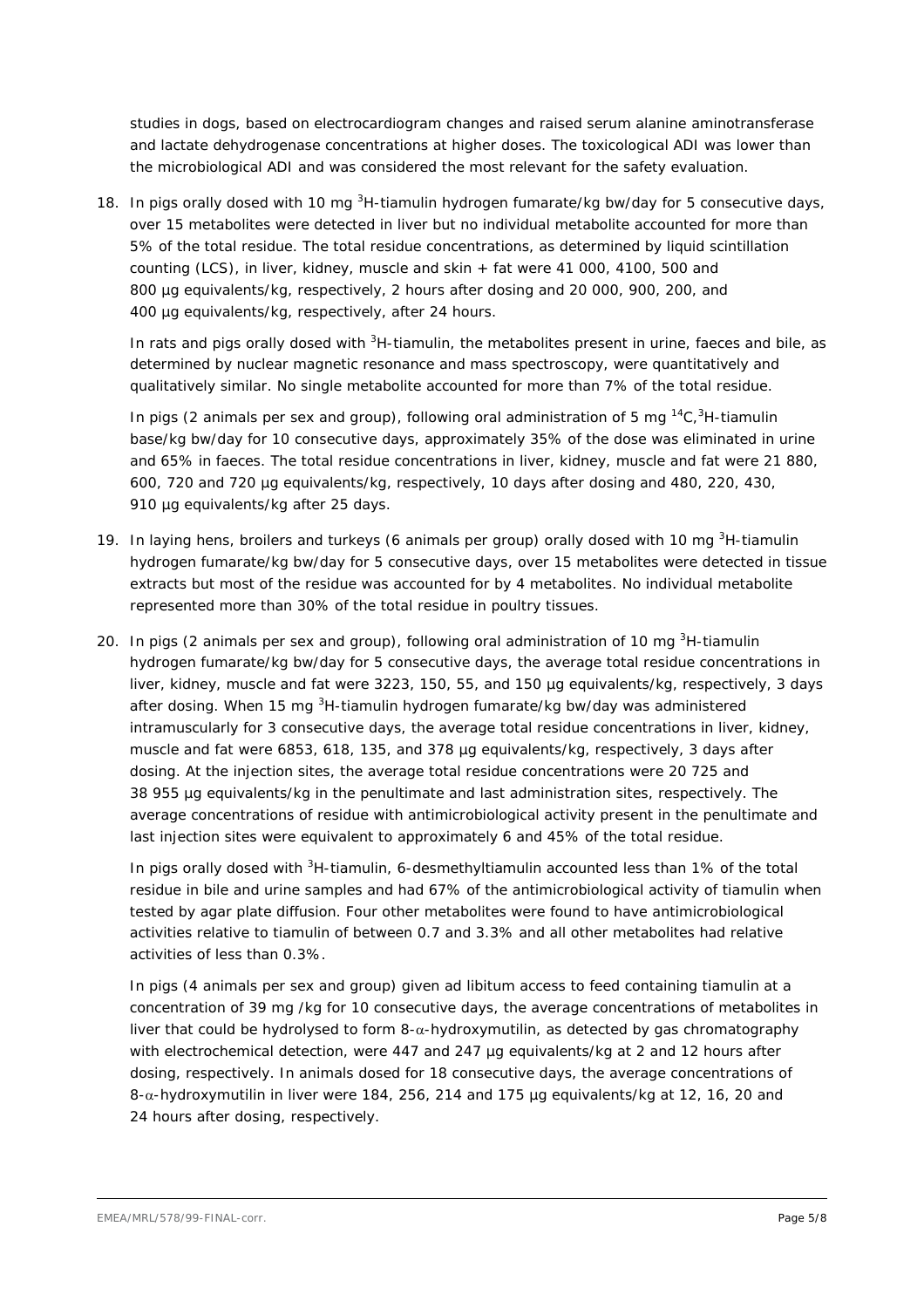studies in dogs, based on electrocardiogram changes and raised serum alanine aminotransferase and lactate dehydrogenase concentrations at higher doses. The toxicological ADI was lower than the microbiological ADI and was considered the most relevant for the safety evaluation.

18. In pigs orally dosed with 10 mg $^{3}$H-tiamulin hydrogen fumarate/kg bw/day for 5 consecutive days, over 15 metabolites were detected in liver but no individual metabolite accounted for more than 5% of the total residue. The total residue concentrations, as determined by liquid scintillation counting (LCS), in liver, kidney, muscle and skin + fat were 41 000, 4100, 500 and 800 µg equivalents/kg, respectively, 2 hours after dosing and 20 000, 900, 200, and 400 µg equivalents/kg, respectively, after 24 hours.

    In rats and pigs orally dosed with $^{3}$H-tiamulin, the metabolites present in urine, faeces and bile, as determined by nuclear magnetic resonance and mass spectroscopy, were quantitatively and qualitatively similar. No single metabolite accounted for more than 7% of the total residue.

    In pigs (2 animals per sex and group), following oral administration of 5 mg $^{14}$C,$^{3}$H-tiamulin base/kg bw/day for 10 consecutive days, approximately 35% of the dose was eliminated in urine and 65% in faeces. The total residue concentrations in liver, kidney, muscle and fat were 21 880, 600, 720 and 720 µg equivalents/kg, respectively, 10 days after dosing and 480, 220, 430, 910 µg equivalents/kg after 25 days.

19. In laying hens, broilers and turkeys (6 animals per group) orally dosed with 10 mg $^{3}$H-tiamulin hydrogen fumarate/kg bw/day for 5 consecutive days, over 15 metabolites were detected in tissue extracts but most of the residue was accounted for by 4 metabolites. No individual metabolite represented more than 30% of the total residue in poultry tissues.

20. In pigs (2 animals per sex and group), following oral administration of 10 mg $^{3}$H-tiamulin hydrogen fumarate/kg bw/day for 5 consecutive days, the average total residue concentrations in liver, kidney, muscle and fat were 3223, 150, 55, and 150 µg equivalents/kg, respectively, 3 days after dosing. When 15 mg $^{3}$H-tiamulin hydrogen fumarate/kg bw/day was administered intramuscularly for 3 consecutive days, the average total residue concentrations in liver, kidney, muscle and fat were 6853, 618, 135, and 378 µg equivalents/kg, respectively, 3 days after dosing. At the injection sites, the average total residue concentrations were 20 725 and 38 955 µg equivalents/kg in the penultimate and last administration sites, respectively. The average concentrations of residue with antimicrobiological activity present in the penultimate and last injection sites were equivalent to approximately 6 and 45% of the total residue.

    In pigs orally dosed with $^{3}$H-tiamulin, 6-desmethyltiamulin accounted less than 1% of the total residue in bile and urine samples and had 67% of the antimicrobiological activity of tiamulin when tested by agar plate diffusion. Four other metabolites were found to have antimicrobiological activities relative to tiamulin of between 0.7 and 3.3% and all other metabolites had relative activities of less than 0.3%.

    In pigs (4 animals per sex and group) given ad libitum access to feed containing tiamulin at a concentration of 39 mg /kg for 10 consecutive days, the average concentrations of metabolites in liver that could be hydrolysed to form 8-$\alpha$-hydroxymutilin, as detected by gas chromatography with electrochemical detection, were 447 and 247 µg equivalents/kg at 2 and 12 hours after dosing, respectively. In animals dosed for 18 consecutive days, the average concentrations of 8-$\alpha$-hydroxymutilin in liver were 184, 256, 214 and 175 µg equivalents/kg at 12, 16, 20 and 24 hours after dosing, respectively.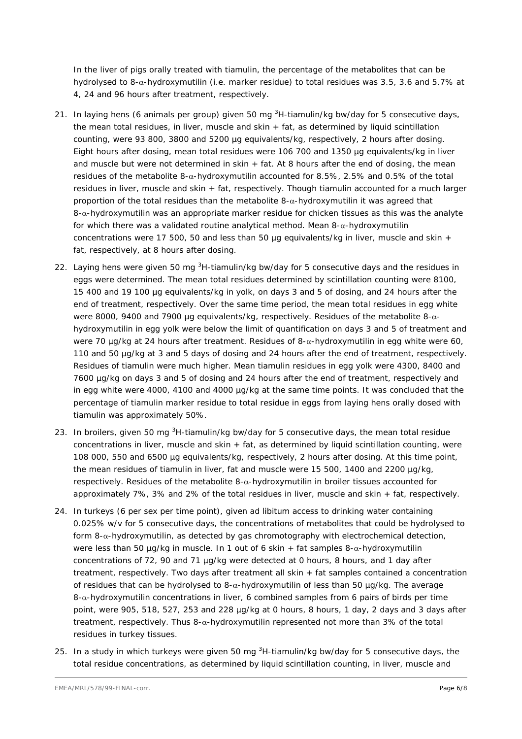In the liver of pigs orally treated with tiamulin, the percentage of the metabolites that can be hydrolysed to 8-$\alpha$-hydroxymutilin (i.e. marker residue) to total residues was 3.5, 3.6 and 5.7% at 4, 24 and 96 hours after treatment, respectively.

21. In laying hens (6 animals per group) given 50 mg $^3$H-tiamulin/kg bw/day for 5 consecutive days, the mean total residues, in liver, muscle and skin + fat, as determined by liquid scintillation counting, were 93 800, 3800 and 5200 µg equivalents/kg, respectively, 2 hours after dosing. Eight hours after dosing, mean total residues were 106 700 and 1350 µg equivalents/kg in liver and muscle but were not determined in skin + fat. At 8 hours after the end of dosing, the mean residues of the metabolite 8-$\alpha$-hydroxymutilin accounted for 8.5%, 2.5% and 0.5% of the total residues in liver, muscle and skin + fat, respectively. Though tiamulin accounted for a much larger proportion of the total residues than the metabolite 8-$\alpha$-hydroxymutilin it was agreed that 8-$\alpha$-hydroxymutilin was an appropriate marker residue for chicken tissues as this was the analyte for which there was a validated routine analytical method. Mean 8-$\alpha$-hydroxymutilin concentrations were 17 500, 50 and less than 50 µg equivalents/kg in liver, muscle and skin + fat, respectively, at 8 hours after dosing.

22. Laying hens were given 50 mg $^3$H-tiamulin/kg bw/day for 5 consecutive days and the residues in eggs were determined. The mean total residues determined by scintillation counting were 8100, 15 400 and 19 100 µg equivalents/kg in yolk, on days 3 and 5 of dosing, and 24 hours after the end of treatment, respectively. Over the same time period, the mean total residues in egg white were 8000, 9400 and 7900 µg equivalents/kg, respectively. Residues of the metabolite 8-$\alpha$-hydroxymutilin in egg yolk were below the limit of quantification on days 3 and 5 of treatment and were 70 µg/kg at 24 hours after treatment. Residues of 8-$\alpha$-hydroxymutilin in egg white were 60, 110 and 50 µg/kg at 3 and 5 days of dosing and 24 hours after the end of treatment, respectively. Residues of tiamulin were much higher. Mean tiamulin residues in egg yolk were 4300, 8400 and 7600 µg/kg on days 3 and 5 of dosing and 24 hours after the end of treatment, respectively and in egg white were 4000, 4100 and 4000 µg/kg at the same time points. It was concluded that the percentage of tiamulin marker residue to total residue in eggs from laying hens orally dosed with tiamulin was approximately 50%.

23. In broilers, given 50 mg $^3$H-tiamulin/kg bw/day for 5 consecutive days, the mean total residue concentrations in liver, muscle and skin + fat, as determined by liquid scintillation counting, were 108 000, 550 and 6500 µg equivalents/kg, respectively, 2 hours after dosing. At this time point, the mean residues of tiamulin in liver, fat and muscle were 15 500, 1400 and 2200 µg/kg, respectively. Residues of the metabolite 8-$\alpha$-hydroxymutilin in broiler tissues accounted for approximately 7%, 3% and 2% of the total residues in liver, muscle and skin + fat, respectively.

24. In turkeys (6 per sex per time point), given ad libitum access to drinking water containing 0.025% w/v for 5 consecutive days, the concentrations of metabolites that could be hydrolysed to form 8-$\alpha$-hydroxymutilin, as detected by gas chromatography with electrochemical detection, were less than 50 µg/kg in muscle. In 1 out of 6 skin + fat samples 8-$\alpha$-hydroxymutilin concentrations of 72, 90 and 71 µg/kg were detected at 0 hours, 8 hours, and 1 day after treatment, respectively. Two days after treatment all skin + fat samples contained a concentration of residues that can be hydrolysed to 8-$\alpha$-hydroxymutilin of less than 50 µg/kg. The average 8-$\alpha$-hydroxymutilin concentrations in liver, 6 combined samples from 6 pairs of birds per time point, were 905, 518, 527, 253 and 228 µg/kg at 0 hours, 8 hours, 1 day, 2 days and 3 days after treatment, respectively. Thus 8-$\alpha$-hydroxymutilin represented not more than 3% of the total residues in turkey tissues.

25. In a study in which turkeys were given 50 mg $^3$H-tiamulin/kg bw/day for 5 consecutive days, the total residue concentrations, as determined by liquid scintillation counting, in liver, muscle and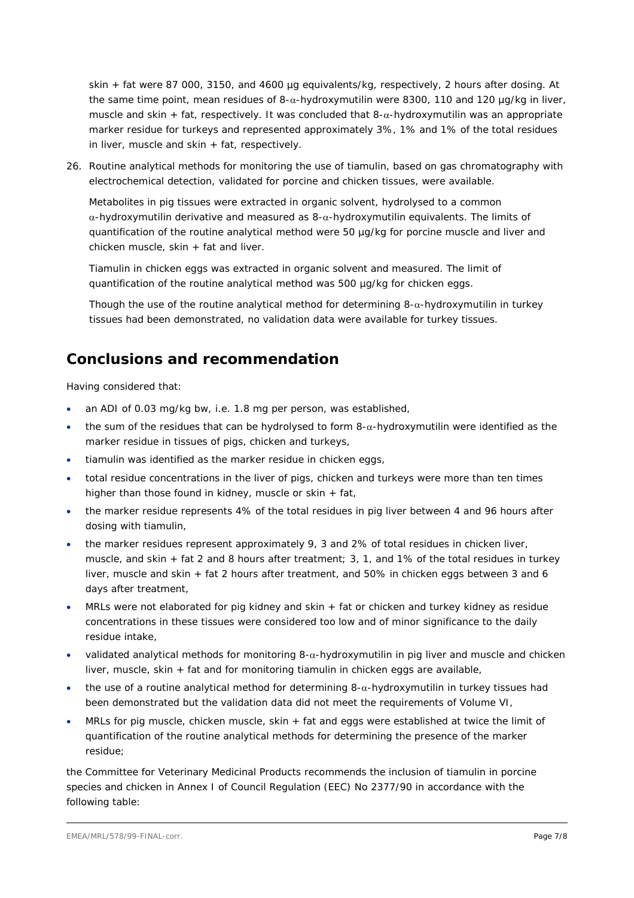skin + fat were 87 000, 3150, and 4600 µg equivalents/kg, respectively, 2 hours after dosing. At the same time point, mean residues of 8-α-hydroxymutilin were 8300, 110 and 120 µg/kg in liver, muscle and skin + fat, respectively. It was concluded that 8-α-hydroxymutilin was an appropriate marker residue for turkeys and represented approximately 3%, 1% and 1% of the total residues in liver, muscle and skin + fat, respectively.

26. Routine analytical methods for monitoring the use of tiamulin, based on gas chromatography with electrochemical detection, validated for porcine and chicken tissues, were available.

    Metabolites in pig tissues were extracted in organic solvent, hydrolysed to a common α-hydroxymutilin derivative and measured as 8-α-hydroxymutilin equivalents. The limits of quantification of the routine analytical method were 50 µg/kg for porcine muscle and liver and chicken muscle, skin + fat and liver.

    Tiamulin in chicken eggs was extracted in organic solvent and measured. The limit of quantification of the routine analytical method was 500 µg/kg for chicken eggs.

    Though the use of the routine analytical method for determining 8-α-hydroxymutilin in turkey tissues had been demonstrated, no validation data were available for turkey tissues.

## Conclusions and recommendation

Having considered that:

- an ADI of 0.03 mg/kg bw, i.e. 1.8 mg per person, was established,
- the sum of the residues that can be hydrolysed to form 8-α-hydroxymutilin were identified as the marker residue in tissues of pigs, chicken and turkeys,
- tiamulin was identified as the marker residue in chicken eggs,
- total residue concentrations in the liver of pigs, chicken and turkeys were more than ten times higher than those found in kidney, muscle or skin + fat,
- the marker residue represents 4% of the total residues in pig liver between 4 and 96 hours after dosing with tiamulin,
- the marker residues represent approximately 9, 3 and 2% of total residues in chicken liver, muscle, and skin + fat 2 and 8 hours after treatment; 3, 1, and 1% of the total residues in turkey liver, muscle and skin + fat 2 hours after treatment, and 50% in chicken eggs between 3 and 6 days after treatment,
- MRLs were not elaborated for pig kidney and skin + fat or chicken and turkey kidney as residue concentrations in these tissues were considered too low and of minor significance to the daily residue intake,
- validated analytical methods for monitoring 8-α-hydroxymutilin in pig liver and muscle and chicken liver, muscle, skin + fat and for monitoring tiamulin in chicken eggs are available,
- the use of a routine analytical method for determining 8-α-hydroxymutilin in turkey tissues had been demonstrated but the validation data did not meet the requirements of Volume VI,
- MRLs for pig muscle, chicken muscle, skin + fat and eggs were established at twice the limit of quantification of the routine analytical methods for determining the presence of the marker residue;

the Committee for Veterinary Medicinal Products recommends the inclusion of tiamulin in porcine species and chicken in Annex I of Council Regulation (EEC) No 2377/90 in accordance with the following table: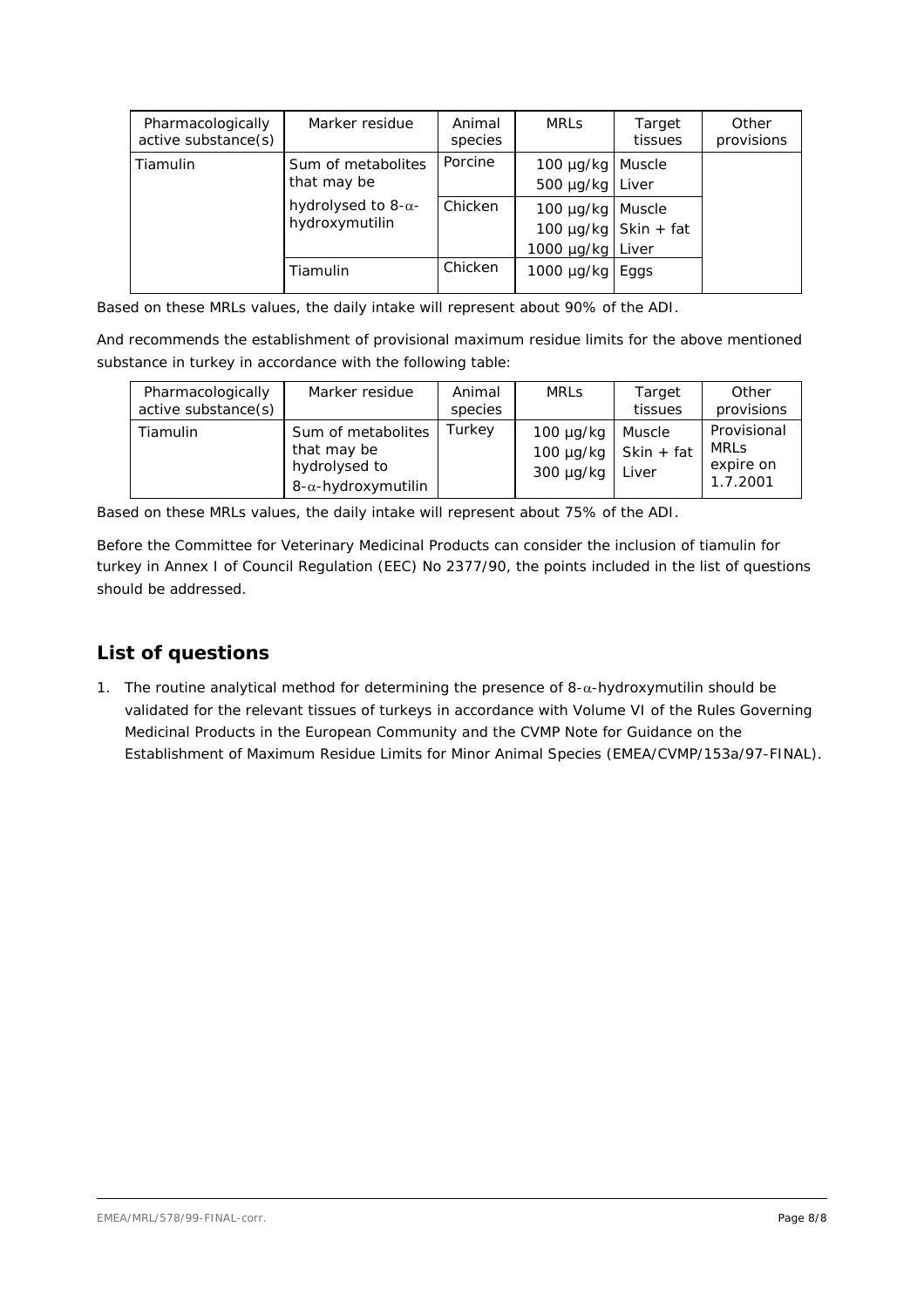| Pharmacologically active substance(s) | Marker residue | Animal species | MRLs | Target tissues | Other provisions |
|---|---|---|---|---|---|
| Tiamulin | Sum of metabolites that may be hydrolysed to 8-α-hydroxymutilin | Porcine | 100 µg/kg<br>500 µg/kg | Muscle<br>Liver | |
| | | Chicken | 100 µg/kg<br>100 µg/kg<br>1000 µg/kg | Muscle<br>Skin + fat<br>Liver | |
| | Tiamulin | Chicken | 1000 µg/kg | Eggs | |

Based on these MRLs values, the daily intake will represent about 90% of the ADI.

And recommends the establishment of provisional maximum residue limits for the above mentioned substance in turkey in accordance with the following table:

| Pharmacologically active substance(s) | Marker residue | Animal species | MRLs | Target tissues | Other provisions |
|---|---|---|---|---|---|
| Tiamulin | Sum of metabolites that may be hydrolysed to 8-α-hydroxymutilin | Turkey | 100 µg/kg<br>100 µg/kg<br>300 µg/kg | Muscle<br>Skin + fat<br>Liver | Provisional MRLs expire on 1.7.2001 |

Based on these MRLs values, the daily intake will represent about 75% of the ADI.

Before the Committee for Veterinary Medicinal Products can consider the inclusion of tiamulin for turkey in Annex I of Council Regulation (EEC) No 2377/90, the points included in the list of questions should be addressed.

## List of questions

1. The routine analytical method for determining the presence of 8-α-hydroxymutilin should be validated for the relevant tissues of turkeys in accordance with Volume VI of the Rules Governing Medicinal Products in the European Community and the CVMP Note for Guidance on the Establishment of Maximum Residue Limits for Minor Animal Species (EMEA/CVMP/153a/97-FINAL).